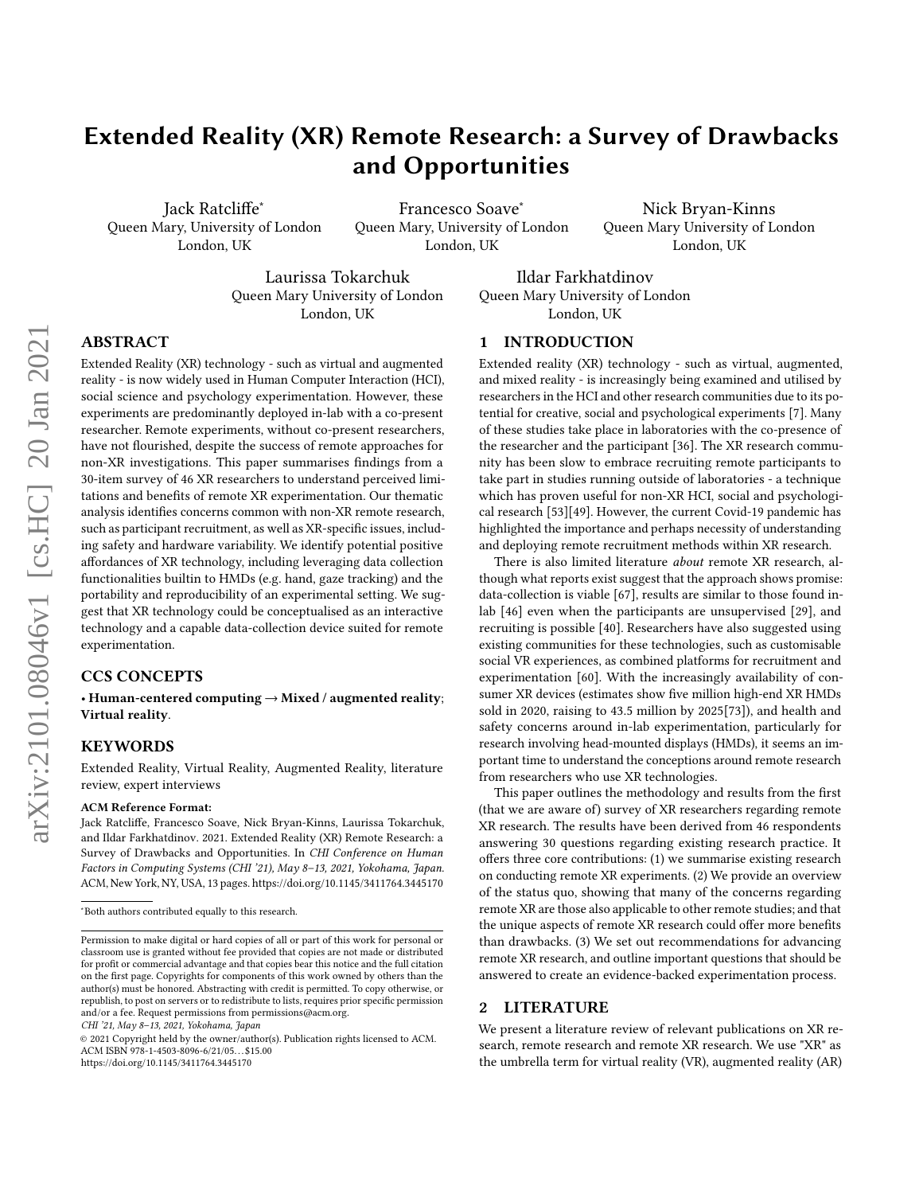# Extended Reality (XR) Remote Research: a Survey of Drawbacks and Opportunities

Jack Ratcliffe*
Queen Mary, University of London
London, UK

Francesco Soave*
Queen Mary, University of London
London, UK

Nick Bryan-Kinns
Queen Mary University of London
London, UK

Laurissa Tokarchuk
Queen Mary University of London
London, UK

Ildar Farkhatdinov
Queen Mary University of London
London, UK

## ABSTRACT

Extended Reality (XR) technology - such as virtual and augmented reality - is now widely used in Human Computer Interaction (HCI), social science and psychology experimentation. However, these experiments are predominantly deployed in-lab with a co-present researcher. Remote experiments, without co-present researchers, have not flourished, despite the success of remote approaches for non-XR investigations. This paper summarises findings from a 30-item survey of 46 XR researchers to understand perceived limitations and benefits of remote XR experimentation. Our thematic analysis identifies concerns common with non-XR remote research, such as participant recruitment, as well as XR-specific issues, including safety and hardware variability. We identify potential positive affordances of XR technology, including leveraging data collection functionalities builtin to HMDs (e.g. hand, gaze tracking) and the portability and reproducibility of an experimental setting. We suggest that XR technology could be conceptualised as an interactive technology and a capable data-collection device suited for remote experimentation.

## CCS CONCEPTS

• **Human-centered computing → Mixed / augmented reality**; **Virtual reality**.

## KEYWORDS

Extended Reality, Virtual Reality, Augmented Reality, literature review, expert interviews

**ACM Reference Format:**
Jack Ratcliffe, Francesco Soave, Nick Bryan-Kinns, Laurissa Tokarchuk, and Ildar Farkhatdinov. 2021. Extended Reality (XR) Remote Research: a Survey of Drawbacks and Opportunities. In *CHI Conference on Human Factors in Computing Systems (CHI '21), May 8–13, 2021, Yokohama, Japan.* ACM, New York, NY, USA, 13 pages. https://doi.org/10.1145/3411764.3445170

*Both authors contributed equally to this research.

Permission to make digital or hard copies of all or part of this work for personal or classroom use is granted without fee provided that copies are not made or distributed for profit or commercial advantage and that copies bear this notice and the full citation on the first page. Copyrights for components of this work owned by others than the author(s) must be honored. Abstracting with credit is permitted. To copy otherwise, or republish, to post on servers or to redistribute to lists, requires prior specific permission and/or a fee. Request permissions from permissions@acm.org.
*CHI '21, May 8–13, 2021, Yokohama, Japan*
© 2021 Copyright held by the owner/author(s). Publication rights licensed to ACM.
ACM ISBN 978-1-4503-8096-6/21/05…$15.00
https://doi.org/10.1145/3411764.3445170

## 1 INTRODUCTION

Extended reality (XR) technology - such as virtual, augmented, and mixed reality - is increasingly being examined and utilised by researchers in the HCI and other research communities due to its potential for creative, social and psychological experiments [7]. Many of these studies take place in laboratories with the co-presence of the researcher and the participant [36]. The XR research community has been slow to embrace recruiting remote participants to take part in studies running outside of laboratories - a technique which has proven useful for non-XR HCI, social and psychological research [53][49]. However, the current Covid-19 pandemic has highlighted the importance and perhaps necessity of understanding and deploying remote recruitment methods within XR research.

There is also limited literature *about* remote XR research, although what reports exist suggest that the approach shows promise: data-collection is viable [67], results are similar to those found in-lab [46] even when the participants are unsupervised [29], and recruiting is possible [40]. Researchers have also suggested using existing communities for these technologies, such as customisable social VR experiences, as combined platforms for recruitment and experimentation [60]. With the increasingly availability of consumer XR devices (estimates show five million high-end XR HMDs sold in 2020, raising to 43.5 million by 2025[73]), and health and safety concerns around in-lab experimentation, particularly for research involving head-mounted displays (HMDs), it seems an important time to understand the conceptions around remote research from researchers who use XR technologies.

This paper outlines the methodology and results from the first (that we are aware of) survey of XR researchers regarding remote XR research. The results have been derived from 46 respondents answering 30 questions regarding existing research practice. It offers three core contributions: (1) we summarise existing research on conducting remote XR experiments. (2) We provide an overview of the status quo, showing that many of the concerns regarding remote XR are those also applicable to other remote studies; and that the unique aspects of remote XR research could offer more benefits than drawbacks. (3) We set out recommendations for advancing remote XR research, and outline important questions that should be answered to create an evidence-backed experimentation process.

## 2 LITERATURE

We present a literature review of relevant publications on XR research, remote research and remote XR research. We use "XR" as the umbrella term for virtual reality (VR), augmented reality (AR)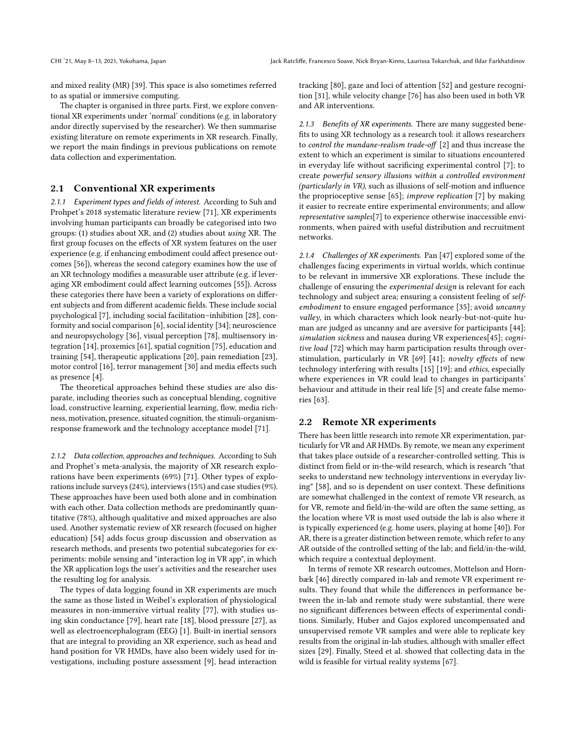and mixed reality (MR) [39]. This space is also sometimes referred to as spatial or immersive computing.

The chapter is organised in three parts. First, we explore conventional XR experiments under 'normal' conditions (e.g. in laboratory andor directly supervised by the researcher). We then summarise existing literature on remote experiments in XR research. Finally, we report the main findings in previous publications on remote data collection and experimentation.

## 2.1 Conventional XR experiments

*2.1.1 Experiment types and fields of interest.* According to Suh and Prohpet's 2018 systematic literature review [71], XR experiments involving human participants can broadly be categorised into two groups: (1) studies about XR, and (2) studies about *using* XR. The first group focuses on the effects of XR system features on the user experience (e.g. if enhancing embodiment could affect presence outcomes [56]), whereas the second category examines how the use of an XR technology modifies a measurable user attribute (e.g. if leveraging XR embodiment could affect learning outcomes [55]). Across these categories there have been a variety of explorations on different subjects and from different academic fields. These include social psychological [7], including social facilitation–inhibition [28], conformity and social comparison [6], social identity [34]; neuroscience and neuropsychology [36], visual perception [78], multisensory integration [14], proxemics [61], spatial cognition [75], education and training [54], therapeutic applications [20], pain remediation [23], motor control [16], terror management [30] and media effects such as presence [4].

The theoretical approaches behind these studies are also disparate, including theories such as conceptual blending, cognitive load, constructive learning, experiential learning, flow, media richness, motivation, presence, situated cognition, the stimuli-organism-response framework and the technology acceptance model [71].

*2.1.2 Data collection, approaches and techniques.* According to Suh and Prophet's meta-analysis, the majority of XR research explorations have been experiments (69%) [71]. Other types of explorations include surveys (24%), interviews (15%) and case studies (9%). These approaches have been used both alone and in combination with each other. Data collection methods are predominantly quantitative (78%), although qualitative and mixed approaches are also used. Another systematic review of XR research (focused on higher education) [54] adds focus group discussion and observation as research methods, and presents two potential subcategories for experiments: mobile sensing and "interaction log in VR app", in which the XR application logs the user's activities and the researcher uses the resulting log for analysis.

The types of data logging found in XR experiments are much the same as those listed in Weibel's exploration of physiological measures in non-immersive virtual reality [77], with studies using skin conductance [79], heart rate [18], blood pressure [27], as well as electroencephalogram (EEG) [1]. Built-in inertial sensors that are integral to providing an XR experience, such as head and hand position for VR HMDs, have also been widely used for investigations, including posture assessment [9], head interaction tracking [80], gaze and loci of attention [52] and gesture recognition [31], while velocity change [76] has also been used in both VR and AR interventions.

*2.1.3 Benefits of XR experiments.* There are many suggested benefits to using XR technology as a research tool: it allows researchers to *control the mundane-realism trade-off* [2] and thus increase the extent to which an experiment is similar to situations encountered in everyday life without sacrificing experimental control [7]; to create *powerful sensory illusions within a controlled environment (particularly in VR)*, such as illusions of self-motion and influence the proprioceptive sense [65]; *improve replication* [7] by making it easier to recreate entire experimental environments; and allow *representative samples*[7] to experience otherwise inaccessible environments, when paired with useful distribution and recruitment networks.

*2.1.4 Challenges of XR experiments.* Pan [47] explored some of the challenges facing experiments in virtual worlds, which continue to be relevant in immersive XR explorations. These include the challenge of ensuring the *experimental design* is relevant for each technology and subject area; ensuring a consistent feeling of *self-embodiment* to ensure engaged performance [35]; avoid *uncanny valley*, in which characters which look nearly-but-not-quite human are judged as uncanny and are aversive for participants [44]; *simulation sickness* and nausea during VR experiences[45]; *cognitive load* [72] which may harm participation results through overstimulation, particularly in VR [69] [41]; *novelty effects* of new technology interfering with results [15] [19]; and *ethics*, especially where experiences in VR could lead to changes in participants' behaviour and attitude in their real life [5] and create false memories [63].

## 2.2 Remote XR experiments

There has been little research into remote XR experimentation, particularly for VR and AR HMDs. By remote, we mean any experiment that takes place outside of a researcher-controlled setting. This is distinct from field or in-the-wild research, which is research "that seeks to understand new technology interventions in everyday living" [58], and so is dependent on user context. These definitions are somewhat challenged in the context of remote VR research, as for VR, remote and field/in-the-wild are often the same setting, as the location where VR is most used outside the lab is also where it is typically experienced (e.g. home users, playing at home [40]). For AR, there is a greater distinction between remote, which refer to any AR outside of the controlled setting of the lab; and field/in-the-wild, which require a contextual deployment.

In terms of remote XR research outcomes, Mottelson and Hornbæk [46] directly compared in-lab and remote VR experiment results. They found that while the differences in performance between the in-lab and remote study were substantial, there were no significant differences between effects of experimental conditions. Similarly, Huber and Gajos explored uncompensated and unsupervised remote VR samples and were able to replicate key results from the original in-lab studies, although with smaller effect sizes [29]. Finally, Steed et al. showed that collecting data in the wild is feasible for virtual reality systems [67].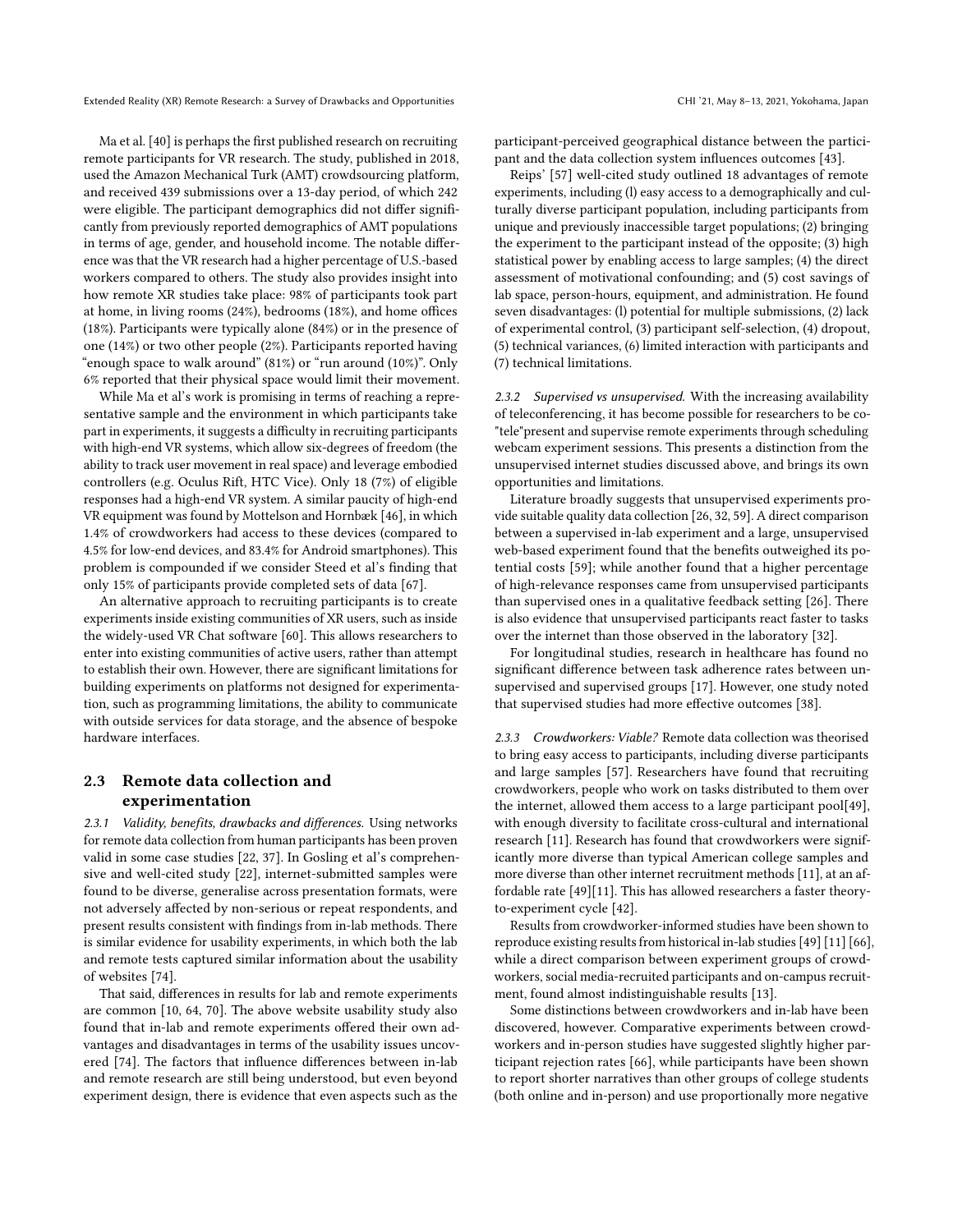Ma et al. [40] is perhaps the first published research on recruiting remote participants for VR research. The study, published in 2018, used the Amazon Mechanical Turk (AMT) crowdsourcing platform, and received 439 submissions over a 13-day period, of which 242 were eligible. The participant demographics did not differ significantly from previously reported demographics of AMT populations in terms of age, gender, and household income. The notable difference was that the VR research had a higher percentage of U.S.-based workers compared to others. The study also provides insight into how remote XR studies take place: 98% of participants took part at home, in living rooms (24%), bedrooms (18%), and home offices (18%). Participants were typically alone (84%) or in the presence of one (14%) or two other people (2%). Participants reported having "enough space to walk around" (81%) or "run around (10%)". Only 6% reported that their physical space would limit their movement.

While Ma et al's work is promising in terms of reaching a representative sample and the environment in which participants take part in experiments, it suggests a difficulty in recruiting participants with high-end VR systems, which allow six-degrees of freedom (the ability to track user movement in real space) and leverage embodied controllers (e.g. Oculus Rift, HTC Vice). Only 18 (7%) of eligible responses had a high-end VR system. A similar paucity of high-end VR equipment was found by Mottelson and Hornbæk [46], in which 1.4% of crowdworkers had access to these devices (compared to 4.5% for low-end devices, and 83.4% for Android smartphones). This problem is compounded if we consider Steed et al's finding that only 15% of participants provide completed sets of data [67].

An alternative approach to recruiting participants is to create experiments inside existing communities of XR users, such as inside the widely-used VR Chat software [60]. This allows researchers to enter into existing communities of active users, rather than attempt to establish their own. However, there are significant limitations for building experiments on platforms not designed for experimentation, such as programming limitations, the ability to communicate with outside services for data storage, and the absence of bespoke hardware interfaces.

## 2.3 Remote data collection and experimentation

*2.3.1 Validity, benefits, drawbacks and differences.* Using networks for remote data collection from human participants has been proven valid in some case studies [22, 37]. In Gosling et al's comprehensive and well-cited study [22], internet-submitted samples were found to be diverse, generalise across presentation formats, were not adversely affected by non-serious or repeat respondents, and present results consistent with findings from in-lab methods. There is similar evidence for usability experiments, in which both the lab and remote tests captured similar information about the usability of websites [74].

That said, differences in results for lab and remote experiments are common [10, 64, 70]. The above website usability study also found that in-lab and remote experiments offered their own advantages and disadvantages in terms of the usability issues uncovered [74]. The factors that influence differences between in-lab and remote research are still being understood, but even beyond experiment design, there is evidence that even aspects such as the participant-perceived geographical distance between the participant and the data collection system influences outcomes [43].

Reips' [57] well-cited study outlined 18 advantages of remote experiments, including (l) easy access to a demographically and culturally diverse participant population, including participants from unique and previously inaccessible target populations; (2) bringing the experiment to the participant instead of the opposite; (3) high statistical power by enabling access to large samples; (4) the direct assessment of motivational confounding; and (5) cost savings of lab space, person-hours, equipment, and administration. He found seven disadvantages: (l) potential for multiple submissions, (2) lack of experimental control, (3) participant self-selection, (4) dropout, (5) technical variances, (6) limited interaction with participants and (7) technical limitations.

*2.3.2 Supervised vs unsupervised.* With the increasing availability of teleconferencing, it has become possible for researchers to be co-"tele"present and supervise remote experiments through scheduling webcam experiment sessions. This presents a distinction from the unsupervised internet studies discussed above, and brings its own opportunities and limitations.

Literature broadly suggests that unsupervised experiments provide suitable quality data collection [26, 32, 59]. A direct comparison between a supervised in-lab experiment and a large, unsupervised web-based experiment found that the benefits outweighed its potential costs [59]; while another found that a higher percentage of high-relevance responses came from unsupervised participants than supervised ones in a qualitative feedback setting [26]. There is also evidence that unsupervised participants react faster to tasks over the internet than those observed in the laboratory [32].

For longitudinal studies, research in healthcare has found no significant difference between task adherence rates between unsupervised and supervised groups [17]. However, one study noted that supervised studies had more effective outcomes [38].

*2.3.3 Crowdworkers: Viable?* Remote data collection was theorised to bring easy access to participants, including diverse participants and large samples [57]. Researchers have found that recruiting crowdworkers, people who work on tasks distributed to them over the internet, allowed them access to a large participant pool[49], with enough diversity to facilitate cross-cultural and international research [11]. Research has found that crowdworkers were significantly more diverse than typical American college samples and more diverse than other internet recruitment methods [11], at an affordable rate [49][11]. This has allowed researchers a faster theory-to-experiment cycle [42].

Results from crowdworker-informed studies have been shown to reproduce existing results from historical in-lab studies [49] [11] [66], while a direct comparison between experiment groups of crowdworkers, social media-recruited participants and on-campus recruitment, found almost indistinguishable results [13].

Some distinctions between crowdworkers and in-lab have been discovered, however. Comparative experiments between crowdworkers and in-person studies have suggested slightly higher participant rejection rates [66], while participants have been shown to report shorter narratives than other groups of college students (both online and in-person) and use proportionally more negative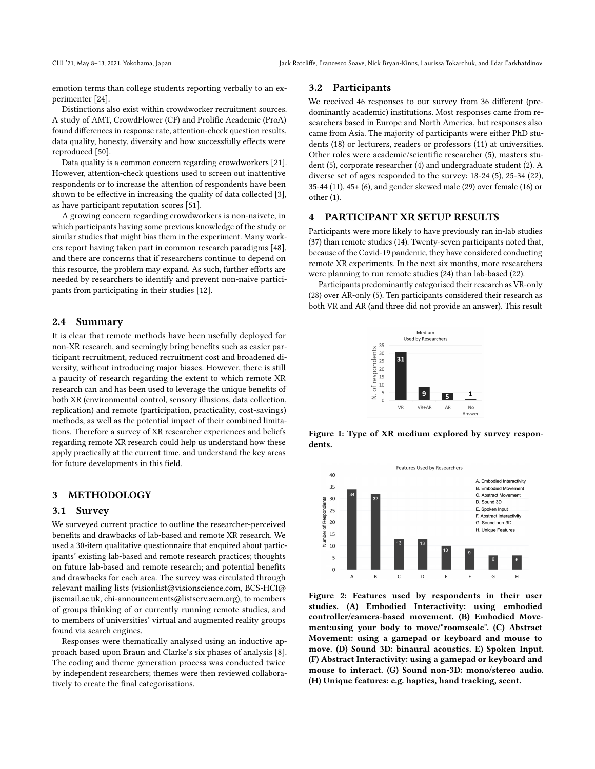emotion terms than college students reporting verbally to an experimenter [24].

Distinctions also exist within crowdworker recruitment sources. A study of AMT, CrowdFlower (CF) and Prolific Academic (ProA) found differences in response rate, attention-check question results, data quality, honesty, diversity and how successfully effects were reproduced [50].

Data quality is a common concern regarding crowdworkers [21]. However, attention-check questions used to screen out inattentive respondents or to increase the attention of respondents have been shown to be effective in increasing the quality of data collected [3], as have participant reputation scores [51].

A growing concern regarding crowdworkers is non-naivete, in which participants having some previous knowledge of the study or similar studies that might bias them in the experiment. Many workers report having taken part in common research paradigms [48], and there are concerns that if researchers continue to depend on this resource, the problem may expand. As such, further efforts are needed by researchers to identify and prevent non-naive participants from participating in their studies [12].

## 2.4 Summary

It is clear that remote methods have been usefully deployed for non-XR research, and seemingly bring benefits such as easier participant recruitment, reduced recruitment cost and broadened diversity, without introducing major biases. However, there is still a paucity of research regarding the extent to which remote XR research can and has been used to leverage the unique benefits of both XR (environmental control, sensory illusions, data collection, replication) and remote (participation, practicality, cost-savings) methods, as well as the potential impact of their combined limitations. Therefore a survey of XR researcher experiences and beliefs regarding remote XR research could help us understand how these apply practically at the current time, and understand the key areas for future developments in this field.

# 3 METHODOLOGY

## 3.1 Survey

We surveyed current practice to outline the researcher-perceived benefits and drawbacks of lab-based and remote XR research. We used a 30-item qualitative questionnaire that enquired about participants' existing lab-based and remote research practices; thoughts on future lab-based and remote research; and potential benefits and drawbacks for each area. The survey was circulated through relevant mailing lists (visionlist@visionscience.com, BCS-HCI@jiscmail.ac.uk, chi-announcements@listserv.acm.org), to members of groups thinking of or currently running remote studies, and to members of universities' virtual and augmented reality groups found via search engines.

Responses were thematically analysed using an inductive approach based upon Braun and Clarke's six phases of analysis [8]. The coding and theme generation process was conducted twice by independent researchers; themes were then reviewed collaboratively to create the final categorisations.

## 3.2 Participants

We received 46 responses to our survey from 36 different (predominantly academic) institutions. Most responses came from researchers based in Europe and North America, but responses also came from Asia. The majority of participants were either PhD students (18) or lecturers, readers or professors (11) at universities. Other roles were academic/scientific researcher (5), masters student (5), corporate researcher (4) and undergraduate student (2). A diverse set of ages responded to the survey: 18-24 (5), 25-34 (22), 35-44 (11), 45+ (6), and gender skewed male (29) over female (16) or other (1).

# 4 PARTICIPANT XR SETUP RESULTS

Participants were more likely to have previously ran in-lab studies (37) than remote studies (14). Twenty-seven participants noted that, because of the Covid-19 pandemic, they have considered conducting remote XR experiments. In the next six months, more researchers were planning to run remote studies (24) than lab-based (22).

Participants predominantly categorised their research as VR-only (28) over AR-only (5). Ten participants considered their research as both VR and AR (and three did not provide an answer). This result

**Figure 1: Type of XR medium explored by survey respondents.**

**Figure 2: Features used by respondents in their user studies. (A) Embodied Interactivity: using embodied controller/camera-based movement. (B) Embodied Movement:using your body to move/"roomscale". (C) Abstract Movement: using a gamepad or keyboard and mouse to move. (D) Sound 3D: binaural acoustics. E) Spoken Input. (F) Abstract Interactivity: using a gamepad or keyboard and mouse to interact. (G) Sound non-3D: mono/stereo audio. (H) Unique features: e.g. haptics, hand tracking, scent.**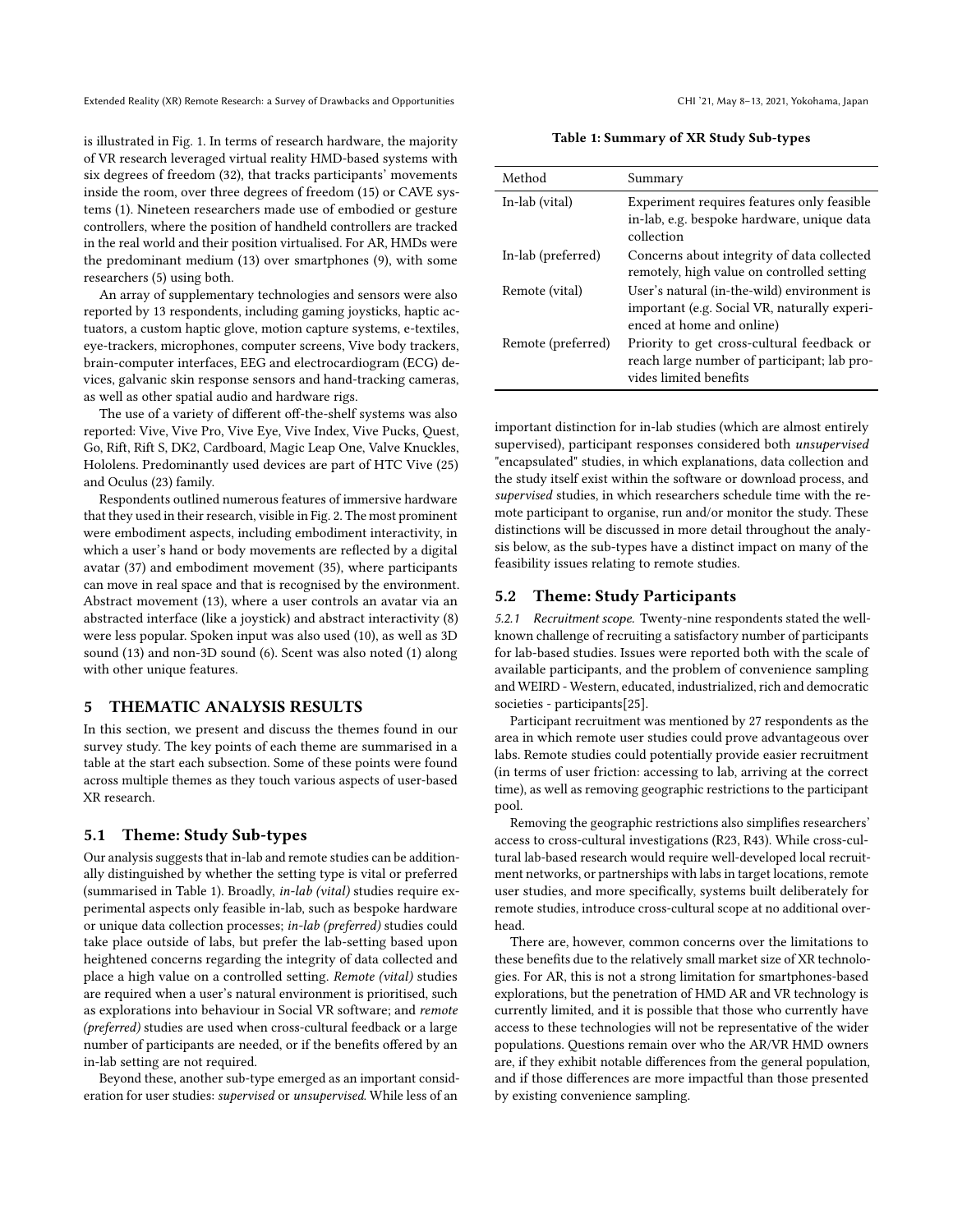is illustrated in Fig. 1. In terms of research hardware, the majority of VR research leveraged virtual reality HMD-based systems with six degrees of freedom (32), that tracks participants' movements inside the room, over three degrees of freedom (15) or CAVE systems (1). Nineteen researchers made use of embodied or gesture controllers, where the position of handheld controllers are tracked in the real world and their position virtualised. For AR, HMDs were the predominant medium (13) over smartphones (9), with some researchers (5) using both.

An array of supplementary technologies and sensors were also reported by 13 respondents, including gaming joysticks, haptic actuators, a custom haptic glove, motion capture systems, e-textiles, eye-trackers, microphones, computer screens, Vive body trackers, brain-computer interfaces, EEG and electrocardiogram (ECG) devices, galvanic skin response sensors and hand-tracking cameras, as well as other spatial audio and hardware rigs.

The use of a variety of different off-the-shelf systems was also reported: Vive, Vive Pro, Vive Eye, Vive Index, Vive Pucks, Quest, Go, Rift, Rift S, DK2, Cardboard, Magic Leap One, Valve Knuckles, Hololens. Predominantly used devices are part of HTC Vive (25) and Oculus (23) family.

Respondents outlined numerous features of immersive hardware that they used in their research, visible in Fig. 2. The most prominent were embodiment aspects, including embodiment interactivity, in which a user's hand or body movements are reflected by a digital avatar (37) and embodiment movement (35), where participants can move in real space and that is recognised by the environment. Abstract movement (13), where a user controls an avatar via an abstracted interface (like a joystick) and abstract interactivity (8) were less popular. Spoken input was also used (10), as well as 3D sound (13) and non-3D sound (6). Scent was also noted (1) along with other unique features.

## 5 THEMATIC ANALYSIS RESULTS

In this section, we present and discuss the themes found in our survey study. The key points of each theme are summarised in a table at the start each subsection. Some of these points were found across multiple themes as they touch various aspects of user-based XR research.

### 5.1 Theme: Study Sub-types

Our analysis suggests that in-lab and remote studies can be additionally distinguished by whether the setting type is vital or preferred (summarised in Table 1). Broadly, *in-lab (vital)* studies require experimental aspects only feasible in-lab, such as bespoke hardware or unique data collection processes; *in-lab (preferred)* studies could take place outside of labs, but prefer the lab-setting based upon heightened concerns regarding the integrity of data collected and place a high value on a controlled setting. *Remote (vital)* studies are required when a user's natural environment is prioritised, such as explorations into behaviour in Social VR software; and *remote (preferred)* studies are used when cross-cultural feedback or a large number of participants are needed, or if the benefits offered by an in-lab setting are not required.

Beyond these, another sub-type emerged as an important consideration for user studies: *supervised* or *unsupervised*. While less of an important distinction for in-lab studies (which are almost entirely supervised), participant responses considered both *unsupervised* "encapsulated" studies, in which explanations, data collection and the study itself exist within the software or download process, and *supervised* studies, in which researchers schedule time with the remote participant to organise, run and/or monitor the study. These distinctions will be discussed in more detail throughout the analysis below, as the sub-types have a distinct impact on many of the feasibility issues relating to remote studies.

**Table 1: Summary of XR Study Sub-types**

| Method | Summary |
|---|---|
| In-lab (vital) | Experiment requires features only feasible in-lab, e.g. bespoke hardware, unique data collection |
| In-lab (preferred) | Concerns about integrity of data collected remotely, high value on controlled setting |
| Remote (vital) | User's natural (in-the-wild) environment is important (e.g. Social VR, naturally experienced at home and online) |
| Remote (preferred) | Priority to get cross-cultural feedback or reach large number of participant; lab provides limited benefits |

### 5.2 Theme: Study Participants

*5.2.1 Recruitment scope.* Twenty-nine respondents stated the well-known challenge of recruiting a satisfactory number of participants for lab-based studies. Issues were reported both with the scale of available participants, and the problem of convenience sampling and WEIRD - Western, educated, industrialized, rich and democratic societies - participants[25].

Participant recruitment was mentioned by 27 respondents as the area in which remote user studies could prove advantageous over labs. Remote studies could potentially provide easier recruitment (in terms of user friction: accessing to lab, arriving at the correct time), as well as removing geographic restrictions to the participant pool.

Removing the geographic restrictions also simplifies researchers' access to cross-cultural investigations (R23, R43). While cross-cultural lab-based research would require well-developed local recruitment networks, or partnerships with labs in target locations, remote user studies, and more specifically, systems built deliberately for remote studies, introduce cross-cultural scope at no additional overhead.

There are, however, common concerns over the limitations to these benefits due to the relatively small market size of XR technologies. For AR, this is not a strong limitation for smartphones-based explorations, but the penetration of HMD AR and VR technology is currently limited, and it is possible that those who currently have access to these technologies will not be representative of the wider populations. Questions remain over who the AR/VR HMD owners are, if they exhibit notable differences from the general population, and if those differences are more impactful than those presented by existing convenience sampling.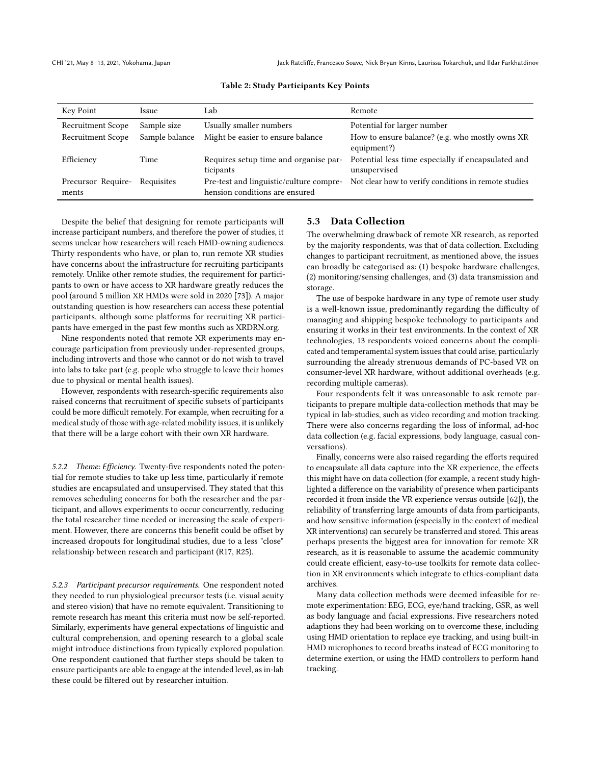Table 2: Study Participants Key Points

| Key Point | Issue | Lab | Remote |
|---|---|---|---|
| Recruitment Scope | Sample size | Usually smaller numbers | Potential for larger number |
| Recruitment Scope | Sample balance | Might be easier to ensure balance | How to ensure balance? (e.g. who mostly owns XR equipment?) |
| Efficiency | Time | Requires setup time and organise participants | Potential less time especially if encapsulated and unsupervised |
| Precursor Requirements | Requisites | Pre-test and linguistic/culture comprehension conditions are ensured | Not clear how to verify conditions in remote studies |

Despite the belief that designing for remote participants will increase participant numbers, and therefore the power of studies, it seems unclear how researchers will reach HMD-owning audiences. Thirty respondents who have, or plan to, run remote XR studies have concerns about the infrastructure for recruiting participants remotely. Unlike other remote studies, the requirement for participants to own or have access to XR hardware greatly reduces the pool (around 5 million XR HMDs were sold in 2020 [73]). A major outstanding question is how researchers can access these potential participants, although some platforms for recruiting XR participants have emerged in the past few months such as XRDRN.org.

Nine respondents noted that remote XR experiments may encourage participation from previously under-represented groups, including introverts and those who cannot or do not wish to travel into labs to take part (e.g. people who struggle to leave their homes due to physical or mental health issues).

However, respondents with research-specific requirements also raised concerns that recruitment of specific subsets of participants could be more difficult remotely. For example, when recruiting for a medical study of those with age-related mobility issues, it is unlikely that there will be a large cohort with their own XR hardware.

*5.2.2 Theme: Efficiency.* Twenty-five respondents noted the potential for remote studies to take up less time, particularly if remote studies are encapsulated and unsupervised. They stated that this removes scheduling concerns for both the researcher and the participant, and allows experiments to occur concurrently, reducing the total researcher time needed or increasing the scale of experiment. However, there are concerns this benefit could be offset by increased dropouts for longitudinal studies, due to a less "close" relationship between research and participant (R17, R25).

*5.2.3 Participant precursor requirements.* One respondent noted they needed to run physiological precursor tests (i.e. visual acuity and stereo vision) that have no remote equivalent. Transitioning to remote research has meant this criteria must now be self-reported. Similarly, experiments have general expectations of linguistic and cultural comprehension, and opening research to a global scale might introduce distinctions from typically explored population. One respondent cautioned that further steps should be taken to ensure participants are able to engage at the intended level, as in-lab these could be filtered out by researcher intuition.

### 5.3 Data Collection

The overwhelming drawback of remote XR research, as reported by the majority respondents, was that of data collection. Excluding changes to participant recruitment, as mentioned above, the issues can broadly be categorised as: (1) bespoke hardware challenges, (2) monitoring/sensing challenges, and (3) data transmission and storage.

The use of bespoke hardware in any type of remote user study is a well-known issue, predominantly regarding the difficulty of managing and shipping bespoke technology to participants and ensuring it works in their test environments. In the context of XR technologies, 13 respondents voiced concerns about the complicated and temperamental system issues that could arise, particularly surrounding the already strenuous demands of PC-based VR on consumer-level XR hardware, without additional overheads (e.g. recording multiple cameras).

Four respondents felt it was unreasonable to ask remote participants to prepare multiple data-collection methods that may be typical in lab-studies, such as video recording and motion tracking. There were also concerns regarding the loss of informal, ad-hoc data collection (e.g. facial expressions, body language, casual conversations).

Finally, concerns were also raised regarding the efforts required to encapsulate all data capture into the XR experience, the effects this might have on data collection (for example, a recent study highlighted a difference on the variability of presence when participants recorded it from inside the VR experience versus outside [62]), the reliability of transferring large amounts of data from participants, and how sensitive information (especially in the context of medical XR interventions) can securely be transferred and stored. This areas perhaps presents the biggest area for innovation for remote XR research, as it is reasonable to assume the academic community could create efficient, easy-to-use toolkits for remote data collection in XR environments which integrate to ethics-compliant data archives.

Many data collection methods were deemed infeasible for remote experimentation: EEG, ECG, eye/hand tracking, GSR, as well as body language and facial expressions. Five researchers noted adaptions they had been working on to overcome these, including using HMD orientation to replace eye tracking, and using built-in HMD microphones to record breaths instead of ECG monitoring to determine exertion, or using the HMD controllers to perform hand tracking.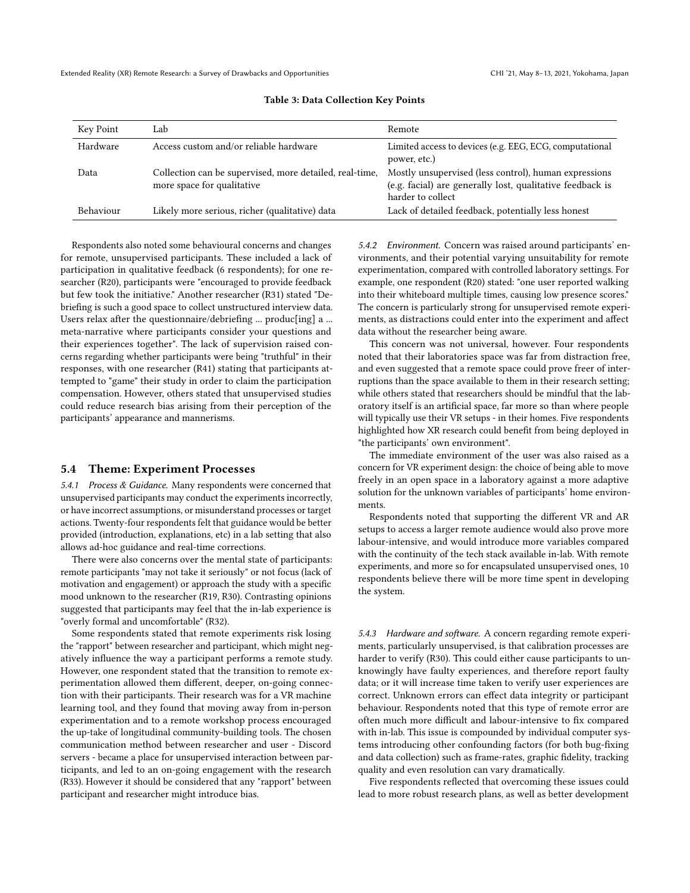**Table 3: Data Collection Key Points**

| Key Point | Lab | Remote |
|---|---|---|
| Hardware | Access custom and/or reliable hardware | Limited access to devices (e.g. EEG, ECG, computational power, etc.) |
| Data | Collection can be supervised, more detailed, real-time, more space for qualitative | Mostly unsupervised (less control), human expressions (e.g. facial) are generally lost, qualitative feedback is harder to collect |
| Behaviour | Likely more serious, richer (qualitative) data | Lack of detailed feedback, potentially less honest |

Respondents also noted some behavioural concerns and changes for remote, unsupervised participants. These included a lack of participation in qualitative feedback (6 respondents); for one researcher (R20), participants were "encouraged to provide feedback but few took the initiative." Another researcher (R31) stated "Debriefing is such a good space to collect unstructured interview data. Users relax after the questionnaire/debriefing ... produc[ing] a ... meta-narrative where participants consider your questions and their experiences together". The lack of supervision raised concerns regarding whether participants were being "truthful" in their responses, with one researcher (R41) stating that participants attempted to "game" their study in order to claim the participation compensation. However, others stated that unsupervised studies could reduce research bias arising from their perception of the participants' appearance and mannerisms.

## 5.4 Theme: Experiment Processes

*5.4.1 Process & Guidance.* Many respondents were concerned that unsupervised participants may conduct the experiments incorrectly, or have incorrect assumptions, or misunderstand processes or target actions. Twenty-four respondents felt that guidance would be better provided (introduction, explanations, etc) in a lab setting that also allows ad-hoc guidance and real-time corrections.

There were also concerns over the mental state of participants: remote participants "may not take it seriously" or not focus (lack of motivation and engagement) or approach the study with a specific mood unknown to the researcher (R19, R30). Contrasting opinions suggested that participants may feel that the in-lab experience is "overly formal and uncomfortable" (R32).

Some respondents stated that remote experiments risk losing the "rapport" between researcher and participant, which might negatively influence the way a participant performs a remote study. However, one respondent stated that the transition to remote experimentation allowed them different, deeper, on-going connection with their participants. Their research was for a VR machine learning tool, and they found that moving away from in-person experimentation and to a remote workshop process encouraged the up-take of longitudinal community-building tools. The chosen communication method between researcher and user - Discord servers - became a place for unsupervised interaction between participants, and led to an on-going engagement with the research (R33). However it should be considered that any "rapport" between participant and researcher might introduce bias.

*5.4.2 Environment.* Concern was raised around participants' environments, and their potential varying unsuitability for remote experimentation, compared with controlled laboratory settings. For example, one respondent (R20) stated: "one user reported walking into their whiteboard multiple times, causing low presence scores." The concern is particularly strong for unsupervised remote experiments, as distractions could enter into the experiment and affect data without the researcher being aware.

This concern was not universal, however. Four respondents noted that their laboratories space was far from distraction free, and even suggested that a remote space could prove freer of interruptions than the space available to them in their research setting; while others stated that researchers should be mindful that the laboratory itself is an artificial space, far more so than where people will typically use their VR setups - in their homes. Five respondents highlighted how XR research could benefit from being deployed in "the participants' own environment".

The immediate environment of the user was also raised as a concern for VR experiment design: the choice of being able to move freely in an open space in a laboratory against a more adaptive solution for the unknown variables of participants' home environments.

Respondents noted that supporting the different VR and AR setups to access a larger remote audience would also prove more labour-intensive, and would introduce more variables compared with the continuity of the tech stack available in-lab. With remote experiments, and more so for encapsulated unsupervised ones, 10 respondents believe there will be more time spent in developing the system.

*5.4.3 Hardware and software.* A concern regarding remote experiments, particularly unsupervised, is that calibration processes are harder to verify (R30). This could either cause participants to unknowingly have faulty experiences, and therefore report faulty data; or it will increase time taken to verify user experiences are correct. Unknown errors can effect data integrity or participant behaviour. Respondents noted that this type of remote error are often much more difficult and labour-intensive to fix compared with in-lab. This issue is compounded by individual computer systems introducing other confounding factors (for both bug-fixing and data collection) such as frame-rates, graphic fidelity, tracking quality and even resolution can vary dramatically.

Five respondents reflected that overcoming these issues could lead to more robust research plans, as well as better development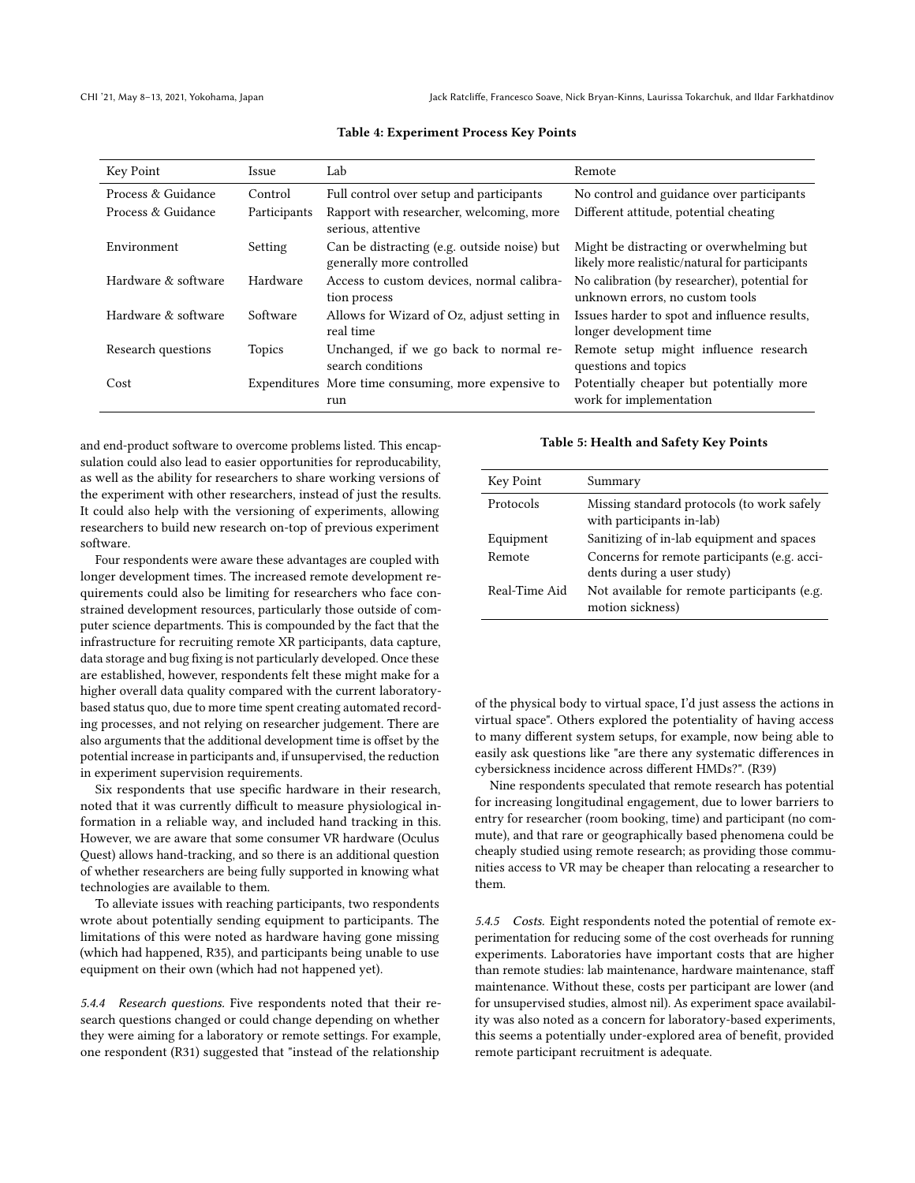**Table 4: Experiment Process Key Points**

| Key Point | Issue | Lab | Remote |
|---|---|---|---|
| Process & Guidance | Control | Full control over setup and participants | No control and guidance over participants |
| Process & Guidance | Participants | Rapport with researcher, welcoming, more serious, attentive | Different attitude, potential cheating |
| Environment | Setting | Can be distracting (e.g. outside noise) but generally more controlled | Might be distracting or overwhelming but likely more realistic/natural for participants |
| Hardware & software | Hardware | Access to custom devices, normal calibration process | No calibration (by researcher), potential for unknown errors, no custom tools |
| Hardware & software | Software | Allows for Wizard of Oz, adjust setting in real time | Issues harder to spot and influence results, longer development time |
| Research questions | Topics | Unchanged, if we go back to normal research conditions | Remote setup might influence research questions and topics |
| Cost | Expenditures | More time consuming, more expensive to run | Potentially cheaper but potentially more work for implementation |

and end-product software to overcome problems listed. This encapsulation could also lead to easier opportunities for reproducability, as well as the ability for researchers to share working versions of the experiment with other researchers, instead of just the results. It could also help with the versioning of experiments, allowing researchers to build new research on-top of previous experiment software.

Four respondents were aware these advantages are coupled with longer development times. The increased remote development requirements could also be limiting for researchers who face constrained development resources, particularly those outside of computer science departments. This is compounded by the fact that the infrastructure for recruiting remote XR participants, data capture, data storage and bug fixing is not particularly developed. Once these are established, however, respondents felt these might make for a higher overall data quality compared with the current laboratory-based status quo, due to more time spent creating automated recording processes, and not relying on researcher judgement. There are also arguments that the additional development time is offset by the potential increase in participants and, if unsupervised, the reduction in experiment supervision requirements.

Six respondents that use specific hardware in their research, noted that it was currently difficult to measure physiological information in a reliable way, and included hand tracking in this. However, we are aware that some consumer VR hardware (Oculus Quest) allows hand-tracking, and so there is an additional question of whether researchers are being fully supported in knowing what technologies are available to them.

To alleviate issues with reaching participants, two respondents wrote about potentially sending equipment to participants. The limitations of this were noted as hardware having gone missing (which had happened, R35), and participants being unable to use equipment on their own (which had not happened yet).

*5.4.4 Research questions.* Five respondents noted that their research questions changed or could change depending on whether they were aiming for a laboratory or remote settings. For example, one respondent (R31) suggested that "instead of the relationship of the physical body to virtual space, I'd just assess the actions in virtual space". Others explored the potentiality of having access to many different system setups, for example, now being able to easily ask questions like "are there any systematic differences in cybersickness incidence across different HMDs?". (R39)

Nine respondents speculated that remote research has potential for increasing longitudinal engagement, due to lower barriers to entry for researcher (room booking, time) and participant (no commute), and that rare or geographically based phenomena could be cheaply studied using remote research; as providing those communities access to VR may be cheaper than relocating a researcher to them.

**Table 5: Health and Safety Key Points**

| Key Point | Summary |
|---|---|
| Protocols | Missing standard protocols (to work safely with participants in-lab) |
| Equipment | Sanitizing of in-lab equipment and spaces |
| Remote | Concerns for remote participants (e.g. accidents during a user study) |
| Real-Time Aid | Not available for remote participants (e.g. motion sickness) |

*5.4.5 Costs.* Eight respondents noted the potential of remote experimentation for reducing some of the cost overheads for running experiments. Laboratories have important costs that are higher than remote studies: lab maintenance, hardware maintenance, staff maintenance. Without these, costs per participant are lower (and for unsupervised studies, almost nil). As experiment space availability was also noted as a concern for laboratory-based experiments, this seems a potentially under-explored area of benefit, provided remote participant recruitment is adequate.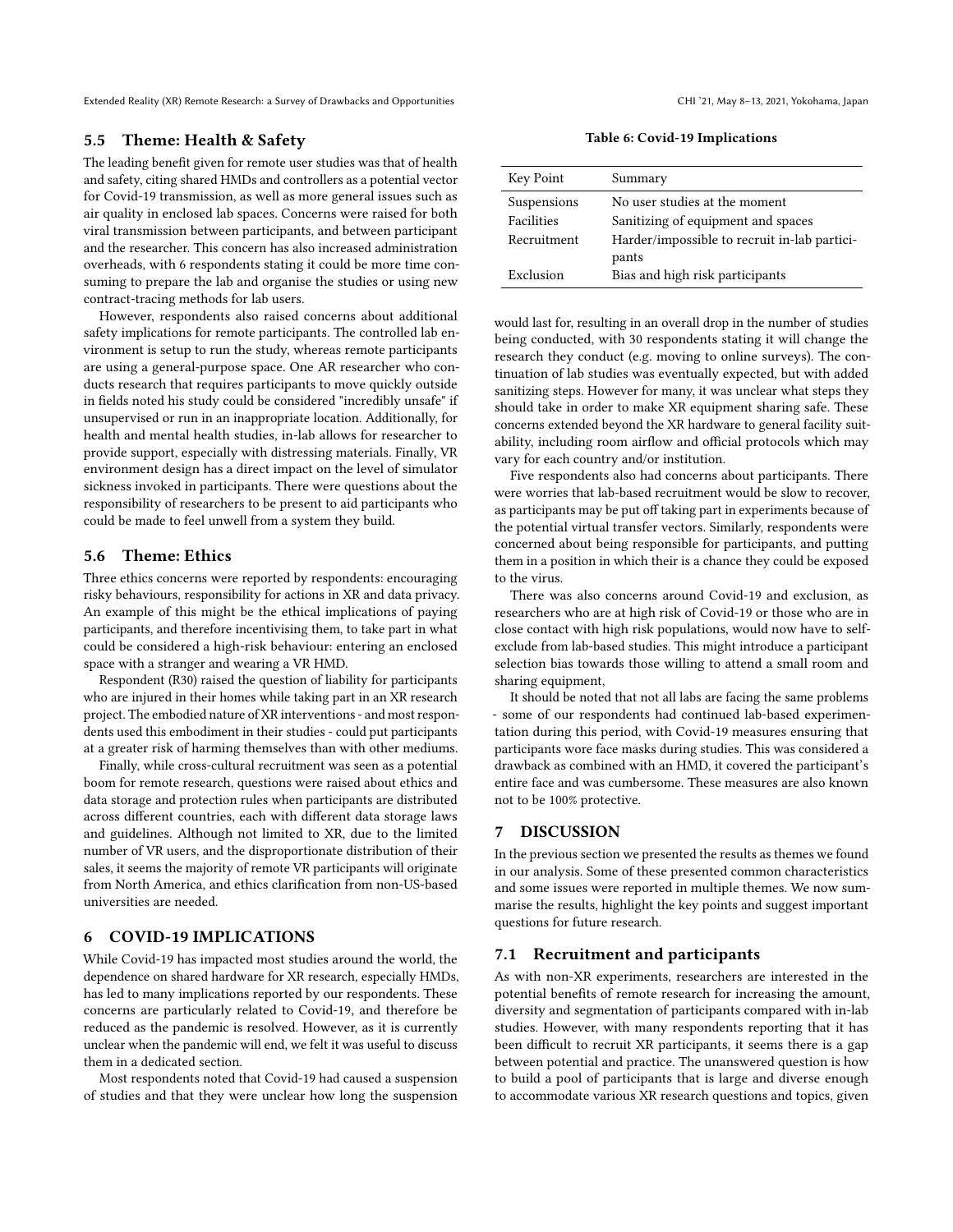### 5.5 Theme: Health & Safety

The leading benefit given for remote user studies was that of health and safety, citing shared HMDs and controllers as a potential vector for Covid-19 transmission, as well as more general issues such as air quality in enclosed lab spaces. Concerns were raised for both viral transmission between participants, and between participant and the researcher. This concern has also increased administration overheads, with 6 respondents stating it could be more time consuming to prepare the lab and organise the studies or using new contract-tracing methods for lab users.

However, respondents also raised concerns about additional safety implications for remote participants. The controlled lab environment is setup to run the study, whereas remote participants are using a general-purpose space. One AR researcher who conducts research that requires participants to move quickly outside in fields noted his study could be considered "incredibly unsafe" if unsupervised or run in an inappropriate location. Additionally, for health and mental health studies, in-lab allows for researcher to provide support, especially with distressing materials. Finally, VR environment design has a direct impact on the level of simulator sickness invoked in participants. There were questions about the responsibility of researchers to be present to aid participants who could be made to feel unwell from a system they build.

### 5.6 Theme: Ethics

Three ethics concerns were reported by respondents: encouraging risky behaviours, responsibility for actions in XR and data privacy. An example of this might be the ethical implications of paying participants, and therefore incentivising them, to take part in what could be considered a high-risk behaviour: entering an enclosed space with a stranger and wearing a VR HMD.

Respondent (R30) raised the question of liability for participants who are injured in their homes while taking part in an XR research project. The embodied nature of XR interventions - and most respondents used this embodiment in their studies - could put participants at a greater risk of harming themselves than with other mediums.

Finally, while cross-cultural recruitment was seen as a potential boom for remote research, questions were raised about ethics and data storage and protection rules when participants are distributed across different countries, each with different data storage laws and guidelines. Although not limited to XR, due to the limited number of VR users, and the disproportionate distribution of their sales, it seems the majority of remote VR participants will originate from North America, and ethics clarification from non-US-based universities are needed.

## 6 COVID-19 IMPLICATIONS

While Covid-19 has impacted most studies around the world, the dependence on shared hardware for XR research, especially HMDs, has led to many implications reported by our respondents. These concerns are particularly related to Covid-19, and therefore be reduced as the pandemic is resolved. However, as it is currently unclear when the pandemic will end, we felt it was useful to discuss them in a dedicated section.

Most respondents noted that Covid-19 had caused a suspension of studies and that they were unclear how long the suspension would last for, resulting in an overall drop in the number of studies being conducted, with 30 respondents stating it will change the research they conduct (e.g. moving to online surveys). The continuation of lab studies was eventually expected, but with added sanitizing steps. However for many, it was unclear what steps they should take in order to make XR equipment sharing safe. These concerns extended beyond the XR hardware to general facility suitability, including room airflow and official protocols which may vary for each country and/or institution.

**Table 6: Covid-19 Implications**

| Key Point | Summary |
|---|---|
| Suspensions | No user studies at the moment |
| Facilities | Sanitizing of equipment and spaces |
| Recruitment | Harder/impossible to recruit in-lab participants |
| Exclusion | Bias and high risk participants |

Five respondents also had concerns about participants. There were worries that lab-based recruitment would be slow to recover, as participants may be put off taking part in experiments because of the potential virtual transfer vectors. Similarly, respondents were concerned about being responsible for participants, and putting them in a position in which their is a chance they could be exposed to the virus.

There was also concerns around Covid-19 and exclusion, as researchers who are at high risk of Covid-19 or those who are in close contact with high risk populations, would now have to self-exclude from lab-based studies. This might introduce a participant selection bias towards those willing to attend a small room and sharing equipment,

It should be noted that not all labs are facing the same problems - some of our respondents had continued lab-based experimentation during this period, with Covid-19 measures ensuring that participants wore face masks during studies. This was considered a drawback as combined with an HMD, it covered the participant's entire face and was cumbersome. These measures are also known not to be 100% protective.

## 7 DISCUSSION

In the previous section we presented the results as themes we found in our analysis. Some of these presented common characteristics and some issues were reported in multiple themes. We now summarise the results, highlight the key points and suggest important questions for future research.

### 7.1 Recruitment and participants

As with non-XR experiments, researchers are interested in the potential benefits of remote research for increasing the amount, diversity and segmentation of participants compared with in-lab studies. However, with many respondents reporting that it has been difficult to recruit XR participants, it seems there is a gap between potential and practice. The unanswered question is how to build a pool of participants that is large and diverse enough to accommodate various XR research questions and topics, given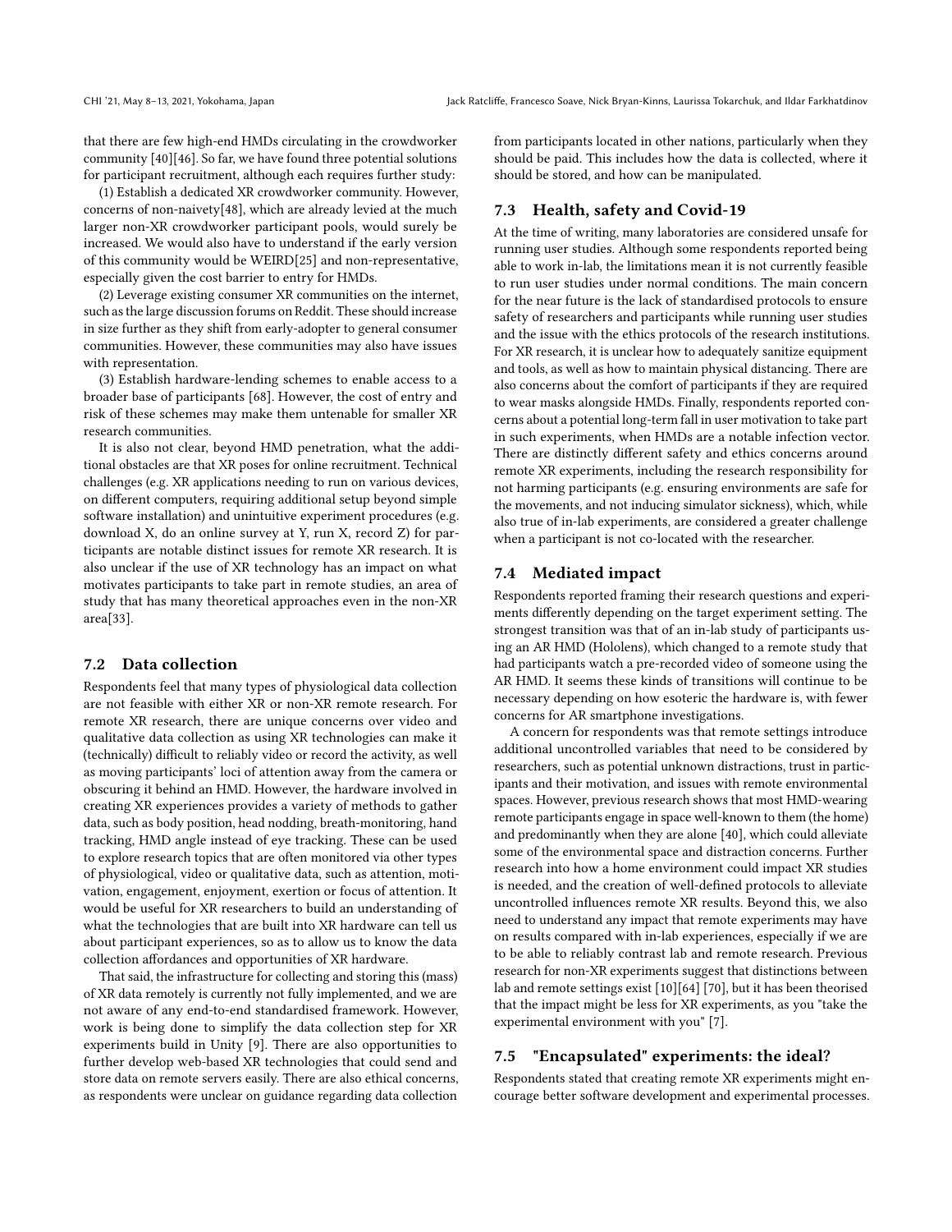that there are few high-end HMDs circulating in the crowdworker community [40][46]. So far, we have found three potential solutions for participant recruitment, although each requires further study:

(1) Establish a dedicated XR crowdworker community. However, concerns of non-naivety[48], which are already levied at the much larger non-XR crowdworker participant pools, would surely be increased. We would also have to understand if the early version of this community would be WEIRD[25] and non-representative, especially given the cost barrier to entry for HMDs.

(2) Leverage existing consumer XR communities on the internet, such as the large discussion forums on Reddit. These should increase in size further as they shift from early-adopter to general consumer communities. However, these communities may also have issues with representation.

(3) Establish hardware-lending schemes to enable access to a broader base of participants [68]. However, the cost of entry and risk of these schemes may make them untenable for smaller XR research communities.

It is also not clear, beyond HMD penetration, what the additional obstacles are that XR poses for online recruitment. Technical challenges (e.g. XR applications needing to run on various devices, on different computers, requiring additional setup beyond simple software installation) and unintuitive experiment procedures (e.g. download X, do an online survey at Y, run X, record Z) for participants are notable distinct issues for remote XR research. It is also unclear if the use of XR technology has an impact on what motivates participants to take part in remote studies, an area of study that has many theoretical approaches even in the non-XR area[33].

## 7.2 Data collection

Respondents feel that many types of physiological data collection are not feasible with either XR or non-XR remote research. For remote XR research, there are unique concerns over video and qualitative data collection as using XR technologies can make it (technically) difficult to reliably video or record the activity, as well as moving participants' loci of attention away from the camera or obscuring it behind an HMD. However, the hardware involved in creating XR experiences provides a variety of methods to gather data, such as body position, head nodding, breath-monitoring, hand tracking, HMD angle instead of eye tracking. These can be used to explore research topics that are often monitored via other types of physiological, video or qualitative data, such as attention, motivation, engagement, enjoyment, exertion or focus of attention. It would be useful for XR researchers to build an understanding of what the technologies that are built into XR hardware can tell us about participant experiences, so as to allow us to know the data collection affordances and opportunities of XR hardware.

That said, the infrastructure for collecting and storing this (mass) of XR data remotely is currently not fully implemented, and we are not aware of any end-to-end standardised framework. However, work is being done to simplify the data collection step for XR experiments build in Unity [9]. There are also opportunities to further develop web-based XR technologies that could send and store data on remote servers easily. There are also ethical concerns, as respondents were unclear on guidance regarding data collection from participants located in other nations, particularly when they should be paid. This includes how the data is collected, where it should be stored, and how can be manipulated.

## 7.3 Health, safety and Covid-19

At the time of writing, many laboratories are considered unsafe for running user studies. Although some respondents reported being able to work in-lab, the limitations mean it is not currently feasible to run user studies under normal conditions. The main concern for the near future is the lack of standardised protocols to ensure safety of researchers and participants while running user studies and the issue with the ethics protocols of the research institutions. For XR research, it is unclear how to adequately sanitize equipment and tools, as well as how to maintain physical distancing. There are also concerns about the comfort of participants if they are required to wear masks alongside HMDs. Finally, respondents reported concerns about a potential long-term fall in user motivation to take part in such experiments, when HMDs are a notable infection vector. There are distinctly different safety and ethics concerns around remote XR experiments, including the research responsibility for not harming participants (e.g. ensuring environments are safe for the movements, and not inducing simulator sickness), which, while also true of in-lab experiments, are considered a greater challenge when a participant is not co-located with the researcher.

## 7.4 Mediated impact

Respondents reported framing their research questions and experiments differently depending on the target experiment setting. The strongest transition was that of an in-lab study of participants using an AR HMD (Hololens), which changed to a remote study that had participants watch a pre-recorded video of someone using the AR HMD. It seems these kinds of transitions will continue to be necessary depending on how esoteric the hardware is, with fewer concerns for AR smartphone investigations.

A concern for respondents was that remote settings introduce additional uncontrolled variables that need to be considered by researchers, such as potential unknown distractions, trust in participants and their motivation, and issues with remote environmental spaces. However, previous research shows that most HMD-wearing remote participants engage in space well-known to them (the home) and predominantly when they are alone [40], which could alleviate some of the environmental space and distraction concerns. Further research into how a home environment could impact XR studies is needed, and the creation of well-defined protocols to alleviate uncontrolled influences remote XR results. Beyond this, we also need to understand any impact that remote experiments may have on results compared with in-lab experiences, especially if we are to be able to reliably contrast lab and remote research. Previous research for non-XR experiments suggest that distinctions between lab and remote settings exist [10][64] [70], but it has been theorised that the impact might be less for XR experiments, as you "take the experimental environment with you" [7].

## 7.5 "Encapsulated" experiments: the ideal?

Respondents stated that creating remote XR experiments might encourage better software development and experimental processes.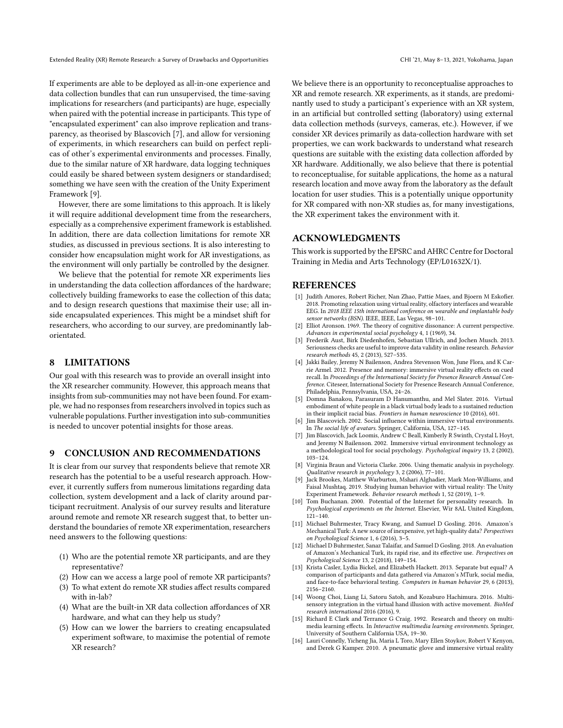If experiments are able to be deployed as all-in-one experience and data collection bundles that can run unsupervised, the time-saving implications for researchers (and participants) are huge, especially when paired with the potential increase in participants. This type of "encapsulated experiment" can also improve replication and transparency, as theorised by Blascovich [7], and allow for versioning of experiments, in which researchers can build on perfect replicas of other's experimental environments and processes. Finally, due to the similar nature of XR hardware, data logging techniques could easily be shared between system designers or standardised; something we have seen with the creation of the Unity Experiment Framework [9].

However, there are some limitations to this approach. It is likely it will require additional development time from the researchers, especially as a comprehensive experiment framework is established. In addition, there are data collection limitations for remote XR studies, as discussed in previous sections. It is also interesting to consider how encapsulation might work for AR investigations, as the environment will only partially be controlled by the designer.

We believe that the potential for remote XR experiments lies in understanding the data collection affordances of the hardware; collectively building frameworks to ease the collection of this data; and to design research questions that maximise their use; all inside encapsulated experiences. This might be a mindset shift for researchers, who according to our survey, are predominantly lab-orientated.

## 8 LIMITATIONS

Our goal with this research was to provide an overall insight into the XR researcher community. However, this approach means that insights from sub-communities may not have been found. For example, we had no responses from researchers involved in topics such as vulnerable populations. Further investigation into sub-communities is needed to uncover potential insights for those areas.

## 9 CONCLUSION AND RECOMMENDATIONS

It is clear from our survey that respondents believe that remote XR research has the potential to be a useful research approach. However, it currently suffers from numerous limitations regarding data collection, system development and a lack of clarity around participant recruitment. Analysis of our survey results and literature around remote and remote XR research suggest that, to better understand the boundaries of remote XR experimentation, researchers need answers to the following questions:

1. Who are the potential remote XR participants, and are they representative?
2. How can we access a large pool of remote XR participants?
3. To what extent do remote XR studies affect results compared with in-lab?
4. What are the built-in XR data collection affordances of XR hardware, and what can they help us study?
5. How can we lower the barriers to creating encapsulated experiment software, to maximise the potential of remote XR research?

We believe there is an opportunity to reconceptualise approaches to XR and remote research. XR experiments, as it stands, are predominantly used to study a participant's experience with an XR system, in an artificial but controlled setting (laboratory) using external data collection methods (surveys, cameras, etc.). However, if we consider XR devices primarily as data-collection hardware with set properties, we can work backwards to understand what research questions are suitable with the existing data collection afforded by XR hardware. Additionally, we also believe that there is potential to reconceptualise, for suitable applications, the home as a natural research location and move away from the laboratory as the default location for user studies. This is a potentially unique opportunity for XR compared with non-XR studies as, for many investigations, the XR experiment takes the environment with it.

## ACKNOWLEDGMENTS

This work is supported by the EPSRC and AHRC Centre for Doctoral Training in Media and Arts Technology (EP/L01632X/1).

## REFERENCES

[1] Judith Amores, Robert Richer, Nan Zhao, Pattie Maes, and Bjoern M Eskofier. 2018. Promoting relaxation using virtual reality, olfactory interfaces and wearable EEG. In *2018 IEEE 15th international conference on wearable and implantable body sensor networks (BSN)*. IEEE, IEEE, Las Vegas, 98–101.

[2] Elliot Aronson. 1969. The theory of cognitive dissonance: A current perspective. *Advances in experimental social psychology* 4, 1 (1969), 34.

[3] Frederik Aust, Birk Diedenhofen, Sebastian Ullrich, and Jochen Musch. 2013. Seriousness checks are useful to improve data validity in online research. *Behavior research methods* 45, 2 (2013), 527–535.

[4] Jakki Bailey, Jeremy N Bailenson, Andrea Stevenson Won, June Flora, and K Carrie Armel. 2012. Presence and memory: immersive virtual reality effects on cued recall. In *Proceedings of the International Society for Presence Research Annual Conference*. Citeseer, International Society for Presence Research Annual Conference, Philadelphia, Pennsylvania, USA, 24–26.

[5] Domna Banakou, Parasuram D Hanumanthu, and Mel Slater. 2016. Virtual embodiment of white people in a black virtual body leads to a sustained reduction in their implicit racial bias. *Frontiers in human neuroscience* 10 (2016), 601.

[6] Jim Blascovich. 2002. Social influence within immersive virtual environments. In *The social life of avatars*. Springer, California, USA, 127–145.

[7] Jim Blascovich, Jack Loomis, Andrew C Beall, Kimberly R Swinth, Crystal L Hoyt, and Jeremy N Bailenson. 2002. Immersive virtual environment technology as a methodological tool for social psychology. *Psychological inquiry* 13, 2 (2002), 103–124.

[8] Virginia Braun and Victoria Clarke. 2006. Using thematic analysis in psychology. *Qualitative research in psychology* 3, 2 (2006), 77–101.

[9] Jack Brookes, Matthew Warburton, Mshari Alghadier, Mark Mon-Williams, and Faisal Mushtaq. 2019. Studying human behavior with virtual reality: The Unity Experiment Framework. *Behavior research methods* 1, 52 (2019), 1–9.

[10] Tom Buchanan. 2000. Potential of the Internet for personality research. In *Psychological experiments on the Internet*. Elsevier, Wir 8AL United Kingdom, 121–140.

[11] Michael Buhrmester, Tracy Kwang, and Samuel D Gosling. 2016. Amazon's Mechanical Turk: A new source of inexpensive, yet high-quality data? *Perspectives on Psychological Science* 1, 6 (2016), 3–5.

[12] Michael D Buhrmester, Sanaz Talaifar, and Samuel D Gosling. 2018. An evaluation of Amazon's Mechanical Turk, its rapid rise, and its effective use. *Perspectives on Psychological Science* 13, 2 (2018), 149–154.

[13] Krista Casler, Lydia Bickel, and Elizabeth Hackett. 2013. Separate but equal? A comparison of participants and data gathered via Amazon's MTurk, social media, and face-to-face behavioral testing. *Computers in human behavior* 29, 6 (2013), 2156–2160.

[14] Woong Choi, Liang Li, Satoru Satoh, and Kozaburo Hachimura. 2016. Multisensory integration in the virtual hand illusion with active movement. *BioMed research international* 2016 (2016), 9.

[15] Richard E Clark and Terrance G Craig. 1992. Research and theory on multimedia learning effects. In *Interactive multimedia learning environments*. Springer, University of Southern California USA, 19–30.

[16] Lauri Connelly, Yicheng Jia, Maria L Toro, Mary Ellen Stoykov, Robert V Kenyon, and Derek G Kamper. 2010. A pneumatic glove and immersive virtual reality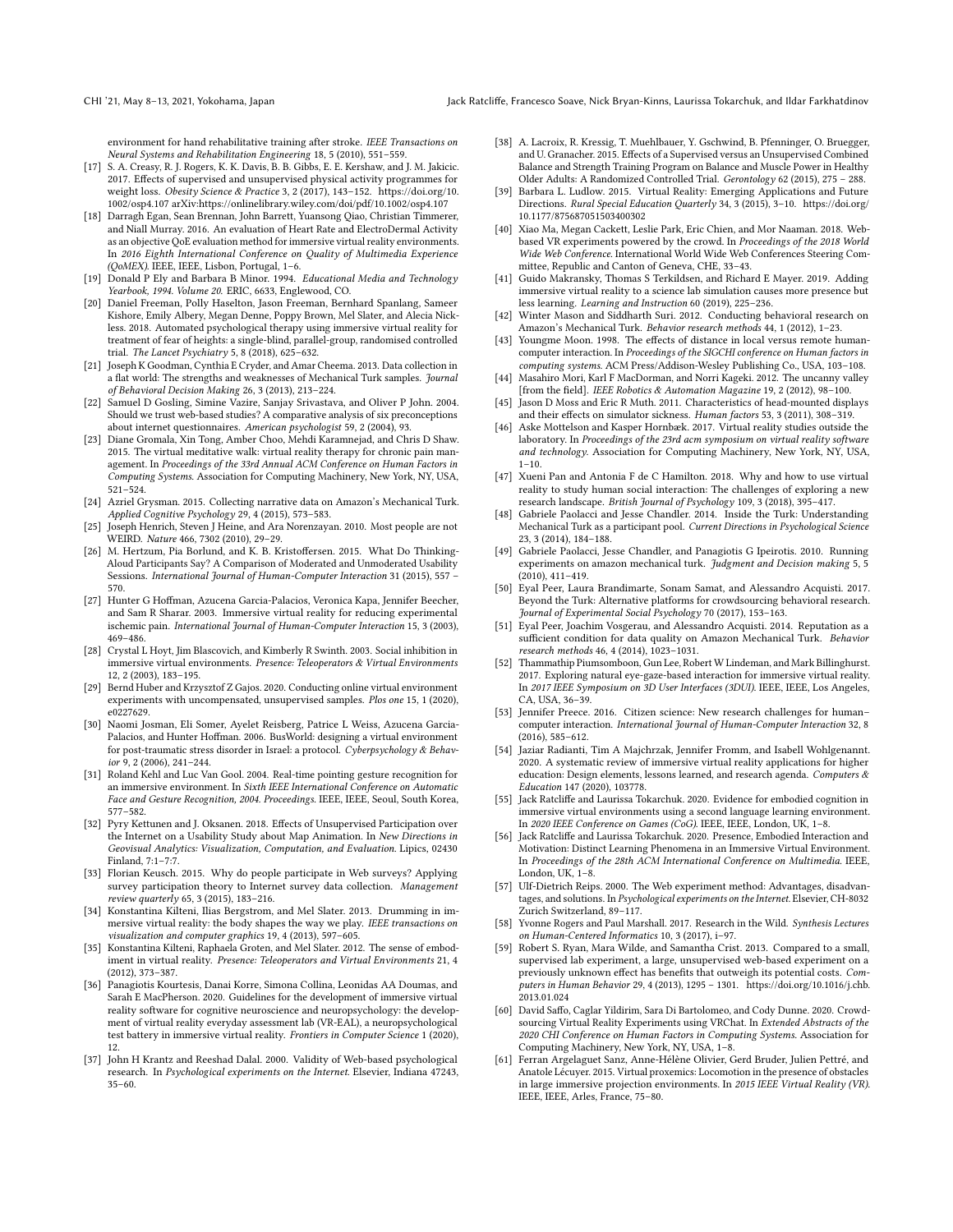environment for hand rehabilitative training after stroke. *IEEE Transactions on Neural Systems and Rehabilitation Engineering* 18, 5 (2010), 551–559.

[17] S. A. Creasy, R. J. Rogers, K. K. Davis, B. B. Gibbs, E. E. Kershaw, and J. M. Jakicic. 2017. Effects of supervised and unsupervised physical activity programmes for weight loss. *Obesity Science & Practice* 3, 2 (2017), 143–152. https://doi.org/10.1002/osp4.107 arXiv:https://onlinelibrary.wiley.com/doi/pdf/10.1002/osp4.107

[18] Darragh Egan, Sean Brennan, John Barrett, Yuansong Qiao, Christian Timmerer, and Niall Murray. 2016. An evaluation of Heart Rate and ElectroDermal Activity as an objective QoE evaluation method for immersive virtual reality environments. In *2016 Eighth International Conference on Quality of Multimedia Experience (QoMEX)*. IEEE, IEEE, Lisbon, Portugal, 1–6.

[19] Donald P Ely and Barbara B Minor. 1994. *Educational Media and Technology Yearbook, 1994. Volume 20.* ERIC, 6633, Englewood, CO.

[20] Daniel Freeman, Polly Haselton, Jason Freeman, Bernhard Spanlang, Sameer Kishore, Emily Albery, Megan Denne, Poppy Brown, Mel Slater, and Alecia Nickless. 2018. Automated psychological therapy using immersive virtual reality for treatment of fear of heights: a single-blind, parallel-group, randomised controlled trial. *The Lancet Psychiatry* 5, 8 (2018), 625–632.

[21] Joseph K Goodman, Cynthia E Cryder, and Amar Cheema. 2013. Data collection in a flat world: The strengths and weaknesses of Mechanical Turk samples. *Journal of Behavioral Decision Making* 26, 3 (2013), 213–224.

[22] Samuel D Gosling, Simine Vazire, Sanjay Srivastava, and Oliver P John. 2004. Should we trust web-based studies? A comparative analysis of six preconceptions about internet questionnaires. *American psychologist* 59, 2 (2004), 93.

[23] Diane Gromala, Xin Tong, Amber Choo, Mehdi Karamnejad, and Chris D Shaw. 2015. The virtual meditative walk: virtual reality therapy for chronic pain management. In *Proceedings of the 33rd Annual ACM Conference on Human Factors in Computing Systems*. Association for Computing Machinery, New York, NY, USA, 521–524.

[24] Azriel Grysman. 2015. Collecting narrative data on Amazon's Mechanical Turk. *Applied Cognitive Psychology* 29, 4 (2015), 573–583.

[25] Joseph Henrich, Steven J Heine, and Ara Norenzayan. 2010. Most people are not WEIRD. *Nature* 466, 7302 (2010), 29–29.

[26] M. Hertzum, Pia Borlund, and K. B. Kristoffersen. 2015. What Do Thinking-Aloud Participants Say? A Comparison of Moderated and Unmoderated Usability Sessions. *International Journal of Human-Computer Interaction* 31 (2015), 557 – 570.

[27] Hunter G Hoffman, Azucena Garcia-Palacios, Veronica Kapa, Jennifer Beecher, and Sam R Sharar. 2003. Immersive virtual reality for reducing experimental ischemic pain. *International Journal of Human-Computer Interaction* 15, 3 (2003), 469–486.

[28] Crystal L Hoyt, Jim Blascovich, and Kimberly R Swinth. 2003. Social inhibition in immersive virtual environments. *Presence: Teleoperators & Virtual Environments* 12, 2 (2003), 183–195.

[29] Bernd Huber and Krzysztof Z Gajos. 2020. Conducting online virtual environment experiments with uncompensated, unsupervised samples. *Plos one* 15, 1 (2020), e0227629.

[30] Naomi Josman, Eli Somer, Ayelet Reisberg, Patrice L Weiss, Azucena Garcia-Palacios, and Hunter Hoffman. 2006. BusWorld: designing a virtual environment for post-traumatic stress disorder in Israel: a protocol. *Cyberpsychology & Behavior* 9, 2 (2006), 241–244.

[31] Roland Kehl and Luc Van Gool. 2004. Real-time pointing gesture recognition for an immersive environment. In *Sixth IEEE International Conference on Automatic Face and Gesture Recognition, 2004. Proceedings.* IEEE, IEEE, Seoul, South Korea, 577–582.

[32] Pyry Kettunen and J. Oksanen. 2018. Effects of Unsupervised Participation over the Internet on a Usability Study about Map Animation. In *New Directions in Geovisual Analytics: Visualization, Computation, and Evaluation*. Lipics, 02430 Finland, 7:1–7:7.

[33] Florian Keusch. 2015. Why do people participate in Web surveys? Applying survey participation theory to Internet survey data collection. *Management review quarterly* 65, 3 (2015), 183–216.

[34] Konstantina Kilteni, Ilias Bergstrom, and Mel Slater. 2013. Drumming in immersive virtual reality: the body shapes the way we play. *IEEE transactions on visualization and computer graphics* 19, 4 (2013), 597–605.

[35] Konstantina Kilteni, Raphaela Groten, and Mel Slater. 2012. The sense of embodiment in virtual reality. *Presence: Teleoperators and Virtual Environments* 21, 4 (2012), 373–387.

[36] Panagiotis Kourtesis, Danai Korre, Simona Collina, Leonidas AA Doumas, and Sarah E MacPherson. 2020. Guidelines for the development of immersive virtual reality software for cognitive neuroscience and neuropsychology: the development of virtual reality everyday assessment lab (VR-EAL), a neuropsychological test battery in immersive virtual reality. *Frontiers in Computer Science* 1 (2020), 12.

[37] John H Krantz and Reeshad Dalal. 2000. Validity of Web-based psychological research. In *Psychological experiments on the Internet*. Elsevier, Indiana 47243, 35–60.

[38] A. Lacroix, R. Kressig, T. Muehlbauer, Y. Gschwind, B. Pfenninger, O. Bruegger, and U. Granacher. 2015. Effects of a Supervised versus an Unsupervised Combined Balance and Strength Training Program on Balance and Muscle Power in Healthy Older Adults: A Randomized Controlled Trial. *Gerontology* 62 (2015), 275 – 288.

[39] Barbara L. Ludlow. 2015. Virtual Reality: Emerging Applications and Future Directions. *Rural Special Education Quarterly* 34, 3 (2015), 3–10. https://doi.org/10.1177/875687051503400302

[40] Xiao Ma, Megan Cackett, Leslie Park, Eric Chien, and Mor Naaman. 2018. Web-based VR experiments powered by the crowd. In *Proceedings of the 2018 World Wide Web Conference*. International World Wide Web Conferences Steering Committee, Republic and Canton of Geneva, CHE, 33–43.

[41] Guido Makransky, Thomas S Terkildsen, and Richard E Mayer. 2019. Adding immersive virtual reality to a science lab simulation causes more presence but less learning. *Learning and Instruction* 60 (2019), 225–236.

[42] Winter Mason and Siddharth Suri. 2012. Conducting behavioral research on Amazon's Mechanical Turk. *Behavior research methods* 44, 1 (2012), 1–23.

[43] Youngme Moon. 1998. The effects of distance in local versus remote human-computer interaction. In *Proceedings of the SIGCHI conference on Human factors in computing systems*. ACM Press/Addison-Wesley Publishing Co., USA, 103–108.

[44] Masahiro Mori, Karl F MacDorman, and Norri Kageki. 2012. The uncanny valley [from the field]. *IEEE Robotics & Automation Magazine* 19, 2 (2012), 98–100.

[45] Jason D Moss and Eric R Muth. 2011. Characteristics of head-mounted displays and their effects on simulator sickness. *Human factors* 53, 3 (2011), 308–319.

[46] Aske Mottelson and Kasper Hornbæk. 2017. Virtual reality studies outside the laboratory. In *Proceedings of the 23rd acm symposium on virtual reality software and technology*. Association for Computing Machinery, New York, NY, USA, 1–10.

[47] Xueni Pan and Antonia F de C Hamilton. 2018. Why and how to use virtual reality to study human social interaction: The challenges of exploring a new research landscape. *British Journal of Psychology* 109, 3 (2018), 395–417.

[48] Gabriele Paolacci and Jesse Chandler. 2014. Inside the Turk: Understanding Mechanical Turk as a participant pool. *Current Directions in Psychological Science* 23, 3 (2014), 184–188.

[49] Gabriele Paolacci, Jesse Chandler, and Panagiotis G Ipeirotis. 2010. Running experiments on amazon mechanical turk. *Judgment and Decision making* 5, 5 (2010), 411–419.

[50] Eyal Peer, Laura Brandimarte, Sonam Samat, and Alessandro Acquisti. 2017. Beyond the Turk: Alternative platforms for crowdsourcing behavioral research. *Journal of Experimental Social Psychology* 70 (2017), 153–163.

[51] Eyal Peer, Joachim Vosgerau, and Alessandro Acquisti. 2014. Reputation as a sufficient condition for data quality on Amazon Mechanical Turk. *Behavior research methods* 46, 4 (2014), 1023–1031.

[52] Thammathip Piumsomboon, Gun Lee, Robert W Lindeman, and Mark Billinghurst. 2017. Exploring natural eye-gaze-based interaction for immersive virtual reality. In *2017 IEEE Symposium on 3D User Interfaces (3DUI)*. IEEE, IEEE, Los Angeles, CA, USA, 36–39.

[53] Jennifer Preece. 2016. Citizen science: New research challenges for human–computer interaction. *International Journal of Human-Computer Interaction* 32, 8 (2016), 585–612.

[54] Jaziar Radianti, Tim A Majchrzak, Jennifer Fromm, and Isabell Wohlgenannt. 2020. A systematic review of immersive virtual reality applications for higher education: Design elements, lessons learned, and research agenda. *Computers & Education* 147 (2020), 103778.

[55] Jack Ratcliffe and Laurissa Tokarchuk. 2020. Evidence for embodied cognition in immersive virtual environments using a second language learning environment. In *2020 IEEE Conference on Games (CoG)*. IEEE, IEEE, London, UK, 1–8.

[56] Jack Ratcliffe and Laurissa Tokarchuk. 2020. Presence, Embodied Interaction and Motivation: Distinct Learning Phenomena in an Immersive Virtual Environment. In *Proceedings of the 28th ACM International Conference on Multimedia*. IEEE, London, UK, 1–8.

[57] Ulf-Dietrich Reips. 2000. The Web experiment method: Advantages, disadvantages, and solutions. In *Psychological experiments on the Internet*. Elsevier, CH-8032 Zurich Switzerland, 89–117.

[58] Yvonne Rogers and Paul Marshall. 2017. Research in the Wild. *Synthesis Lectures on Human-Centered Informatics* 10, 3 (2017), i–97.

[59] Robert S. Ryan, Mara Wilde, and Samantha Crist. 2013. Compared to a small, supervised lab experiment, a large, unsupervised web-based experiment on a previously unknown effect has benefits that outweigh its potential costs. *Computers in Human Behavior* 29, 4 (2013), 1295 – 1301. https://doi.org/10.1016/j.chb.2013.01.024

[60] David Saffo, Caglar Yildirim, Sara Di Bartolomeo, and Cody Dunne. 2020. Crowdsourcing Virtual Reality Experiments using VRChat. In *Extended Abstracts of the 2020 CHI Conference on Human Factors in Computing Systems*. Association for Computing Machinery, New York, NY, USA, 1–8.

[61] Ferran Argelaguet Sanz, Anne-Hélène Olivier, Gerd Bruder, Julien Pettré, and Anatole Lécuyer. 2015. Virtual proxemics: Locomotion in the presence of obstacles in large immersive projection environments. In *2015 IEEE Virtual Reality (VR)*. IEEE, IEEE, Arles, France, 75–80.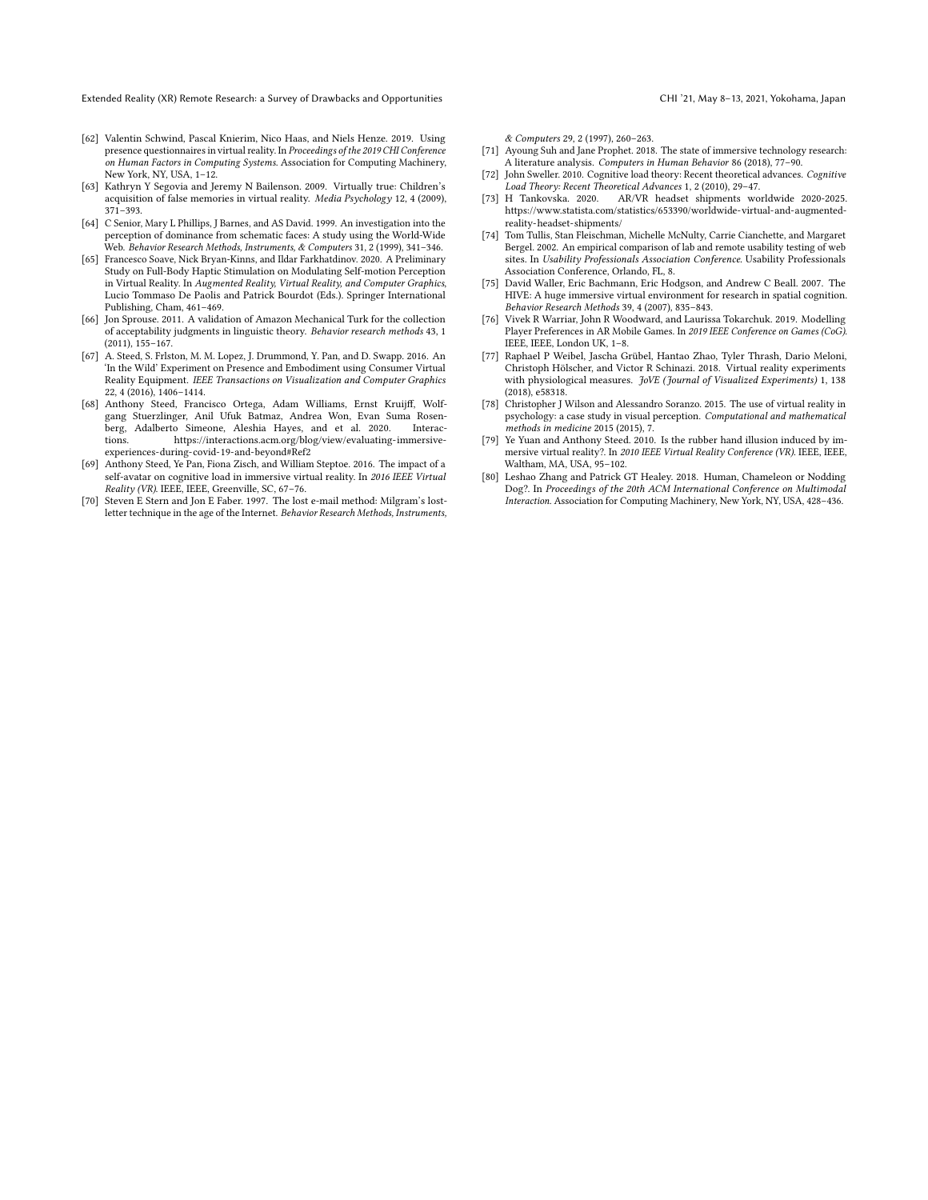[62] Valentin Schwind, Pascal Knierim, Nico Haas, and Niels Henze. 2019. Using presence questionnaires in virtual reality. In *Proceedings of the 2019 CHI Conference on Human Factors in Computing Systems*. Association for Computing Machinery, New York, NY, USA, 1–12.

[63] Kathryn Y Segovia and Jeremy N Bailenson. 2009. Virtually true: Children's acquisition of false memories in virtual reality. *Media Psychology* 12, 4 (2009), 371–393.

[64] C Senior, Mary L Phillips, J Barnes, and AS David. 1999. An investigation into the perception of dominance from schematic faces: A study using the World-Wide Web. *Behavior Research Methods, Instruments, & Computers* 31, 2 (1999), 341–346.

[65] Francesco Soave, Nick Bryan-Kinns, and Ildar Farkhatdinov. 2020. A Preliminary Study on Full-Body Haptic Stimulation on Modulating Self-motion Perception in Virtual Reality. In *Augmented Reality, Virtual Reality, and Computer Graphics*, Lucio Tommaso De Paolis and Patrick Bourdot (Eds.). Springer International Publishing, Cham, 461–469.

[66] Jon Sprouse. 2011. A validation of Amazon Mechanical Turk for the collection of acceptability judgments in linguistic theory. *Behavior research methods* 43, 1 (2011), 155–167.

[67] A. Steed, S. Frlston, M. M. Lopez, J. Drummond, Y. Pan, and D. Swapp. 2016. An 'In the Wild' Experiment on Presence and Embodiment using Consumer Virtual Reality Equipment. *IEEE Transactions on Visualization and Computer Graphics* 22, 4 (2016), 1406–1414.

[68] Anthony Steed, Francisco Ortega, Adam Williams, Ernst Kruijff, Wolfgang Stuerzlinger, Anil Ufuk Batmaz, Andrea Won, Evan Suma Rosenberg, Adalberto Simeone, Aleshia Hayes, and et al. 2020. Interactions. https://interactions.acm.org/blog/view/evaluating-immersive-experiences-during-covid-19-and-beyond#Ref2

[69] Anthony Steed, Ye Pan, Fiona Zisch, and William Steptoe. 2016. The impact of a self-avatar on cognitive load in immersive virtual reality. In *2016 IEEE Virtual Reality (VR)*. IEEE, IEEE, Greenville, SC, 67–76.

[70] Steven E Stern and Jon E Faber. 1997. The lost e-mail method: Milgram's lost-letter technique in the age of the Internet. *Behavior Research Methods, Instruments, & Computers* 29, 2 (1997), 260–263.

[71] Ayoung Suh and Jane Prophet. 2018. The state of immersive technology research: A literature analysis. *Computers in Human Behavior* 86 (2018), 77–90.

[72] John Sweller. 2010. Cognitive load theory: Recent theoretical advances. *Cognitive Load Theory: Recent Theoretical Advances* 1, 2 (2010), 29–47.

[73] H Tankovska. 2020. AR/VR headset shipments worldwide 2020-2025. https://www.statista.com/statistics/653390/worldwide-virtual-and-augmented-reality-headset-shipments/

[74] Tom Tullis, Stan Fleischman, Michelle McNulty, Carrie Cianchette, and Margaret Bergel. 2002. An empirical comparison of lab and remote usability testing of web sites. In *Usability Professionals Association Conference*. Usability Professionals Association Conference, Orlando, FL, 8.

[75] David Waller, Eric Bachmann, Eric Hodgson, and Andrew C Beall. 2007. The HIVE: A huge immersive virtual environment for research in spatial cognition. *Behavior Research Methods* 39, 4 (2007), 835–843.

[76] Vivek R Warriar, John R Woodward, and Laurissa Tokarchuk. 2019. Modelling Player Preferences in AR Mobile Games. In *2019 IEEE Conference on Games (CoG)*. IEEE, IEEE, London UK, 1–8.

[77] Raphael P Weibel, Jascha Grübel, Hantao Zhao, Tyler Thrash, Dario Meloni, Christoph Hölscher, and Victor R Schinazi. 2018. Virtual reality experiments with physiological measures. *JoVE (Journal of Visualized Experiments)* 1, 138 (2018), e58318.

[78] Christopher J Wilson and Alessandro Soranzo. 2015. The use of virtual reality in psychology: a case study in visual perception. *Computational and mathematical methods in medicine* 2015 (2015), 7.

[79] Ye Yuan and Anthony Steed. 2010. Is the rubber hand illusion induced by immersive virtual reality?. In *2010 IEEE Virtual Reality Conference (VR)*. IEEE, IEEE, Waltham, MA, USA, 95–102.

[80] Leshao Zhang and Patrick GT Healey. 2018. Human, Chameleon or Nodding Dog?. In *Proceedings of the 20th ACM International Conference on Multimodal Interaction*. Association for Computing Machinery, New York, NY, USA, 428–436.